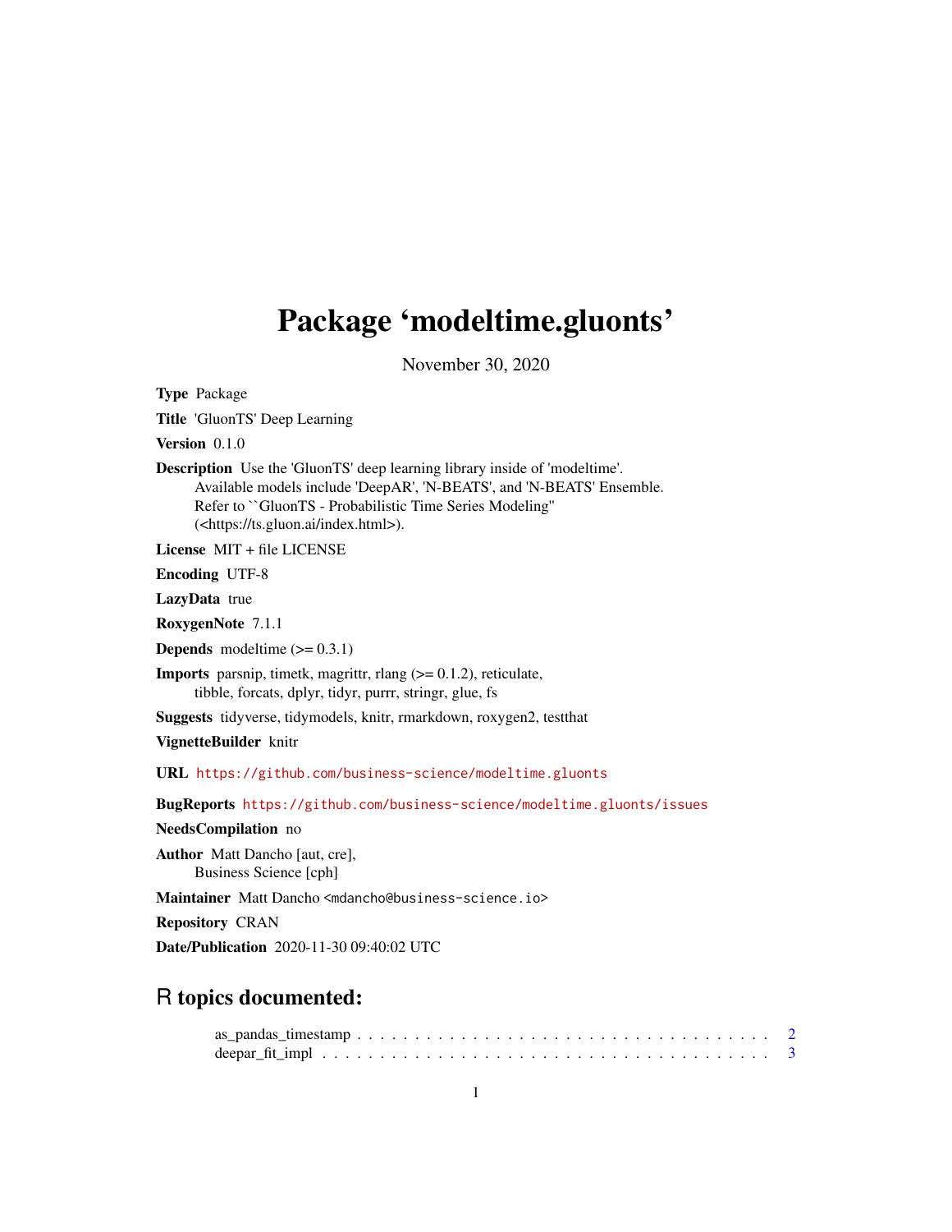# Package 'modeltime.gluonts'

November 30, 2020

**Type** Package

**Title** 'GluonTS' Deep Learning

**Version** 0.1.0

**Description** Use the 'GluonTS' deep learning library inside of 'modeltime'. Available models include 'DeepAR', 'N-BEATS', and 'N-BEATS' Ensemble. Refer to ``GluonTS - Probabilistic Time Series Modeling'' (<https://ts.gluon.ai/index.html>).

**License** MIT + file LICENSE

**Encoding** UTF-8

**LazyData** true

**RoxygenNote** 7.1.1

**Depends** modeltime (>= 0.3.1)

**Imports** parsnip, timetk, magrittr, rlang (>= 0.1.2), reticulate, tibble, forcats, dplyr, tidyr, purrr, stringr, glue, fs

**Suggests** tidyverse, tidymodels, knitr, rmarkdown, roxygen2, testthat

**VignetteBuilder** knitr

**URL** https://github.com/business-science/modeltime.gluonts

**BugReports** https://github.com/business-science/modeltime.gluonts/issues

**NeedsCompilation** no

**Author** Matt Dancho [aut, cre], Business Science [cph]

**Maintainer** Matt Dancho <mdancho@business-science.io>

**Repository** CRAN

**Date/Publication** 2020-11-30 09:40:02 UTC

## R topics documented:

as_pandas_timestamp . . . . . . . . . . . . . . . . . . . . . . . . . . . . . . . . . . . . 2
deepar_fit_impl . . . . . . . . . . . . . . . . . . . . . . . . . . . . . . . . . . . . . . . 3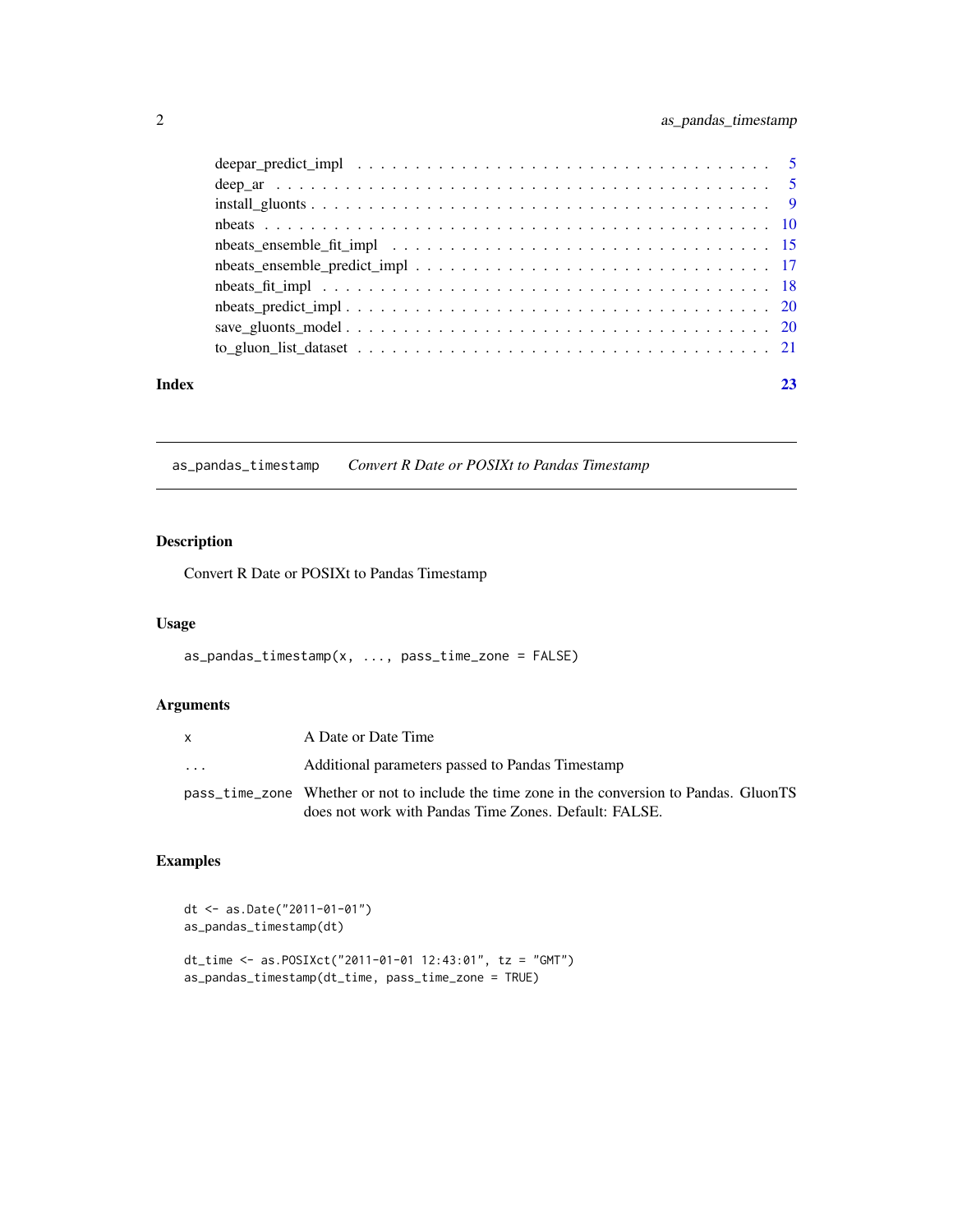deepar_predict_impl . . . . . . . . . . . . . . . . . . . . . . . . . . . . . . . . . 5
deep_ar . . . . . . . . . . . . . . . . . . . . . . . . . . . . . . . . . . . . . . . 5
install_gluonts . . . . . . . . . . . . . . . . . . . . . . . . . . . . . . . . . . . . 9
nbeats . . . . . . . . . . . . . . . . . . . . . . . . . . . . . . . . . . . . . . . . 10
nbeats_ensemble_fit_impl . . . . . . . . . . . . . . . . . . . . . . . . . . . . . . 15
nbeats_ensemble_predict_impl . . . . . . . . . . . . . . . . . . . . . . . . . . . . 17
nbeats_fit_impl . . . . . . . . . . . . . . . . . . . . . . . . . . . . . . . . . . . 18
nbeats_predict_impl . . . . . . . . . . . . . . . . . . . . . . . . . . . . . . . . . 20
save_gluonts_model . . . . . . . . . . . . . . . . . . . . . . . . . . . . . . . . . 20
to_gluon_list_dataset . . . . . . . . . . . . . . . . . . . . . . . . . . . . . . . . 21

**Index** **23**

---

`as_pandas_timestamp` *Convert R Date or POSIXt to Pandas Timestamp*

---

## Description

Convert R Date or POSIXt to Pandas Timestamp

## Usage

```
as_pandas_timestamp(x, ..., pass_time_zone = FALSE)
```

## Arguments

| | |
|---|---|
| `x` | A Date or Date Time |
| `...` | Additional parameters passed to Pandas Timestamp |
| `pass_time_zone` | Whether or not to include the time zone in the conversion to Pandas. GluonTS does not work with Pandas Time Zones. Default: FALSE. |

## Examples

```
dt <- as.Date("2011-01-01")
as_pandas_timestamp(dt)

dt_time <- as.POSIXct("2011-01-01 12:43:01", tz = "GMT")
as_pandas_timestamp(dt_time, pass_time_zone = TRUE)
```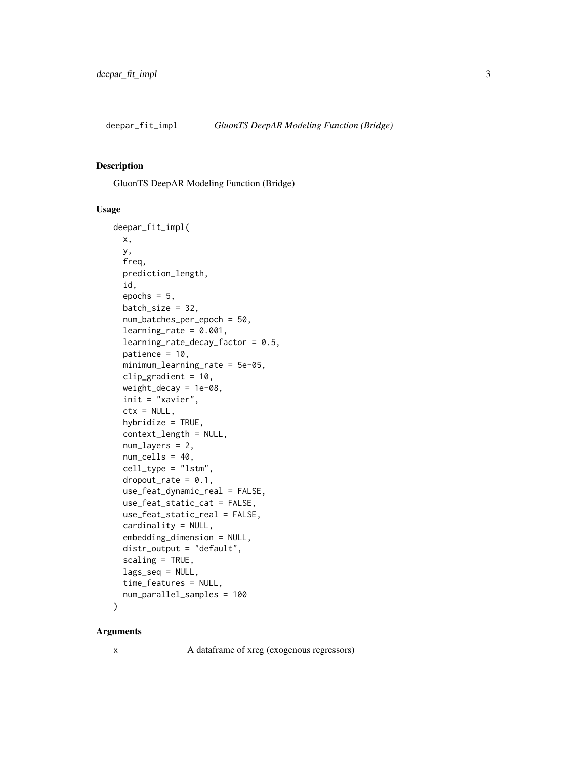## deepar_fit_impl — *GluonTS DeepAR Modeling Function (Bridge)*

### Description

GluonTS DeepAR Modeling Function (Bridge)

### Usage

```
deepar_fit_impl(
  x,
  y,
  freq,
  prediction_length,
  id,
  epochs = 5,
  batch_size = 32,
  num_batches_per_epoch = 50,
  learning_rate = 0.001,
  learning_rate_decay_factor = 0.5,
  patience = 10,
  minimum_learning_rate = 5e-05,
  clip_gradient = 10,
  weight_decay = 1e-08,
  init = "xavier",
  ctx = NULL,
  hybridize = TRUE,
  context_length = NULL,
  num_layers = 2,
  num_cells = 40,
  cell_type = "lstm",
  dropout_rate = 0.1,
  use_feat_dynamic_real = FALSE,
  use_feat_static_cat = FALSE,
  use_feat_static_real = FALSE,
  cardinality = NULL,
  embedding_dimension = NULL,
  distr_output = "default",
  scaling = TRUE,
  lags_seq = NULL,
  time_features = NULL,
  num_parallel_samples = 100
)
```

### Arguments

| | |
|---|---|
| x | A dataframe of xreg (exogenous regressors) |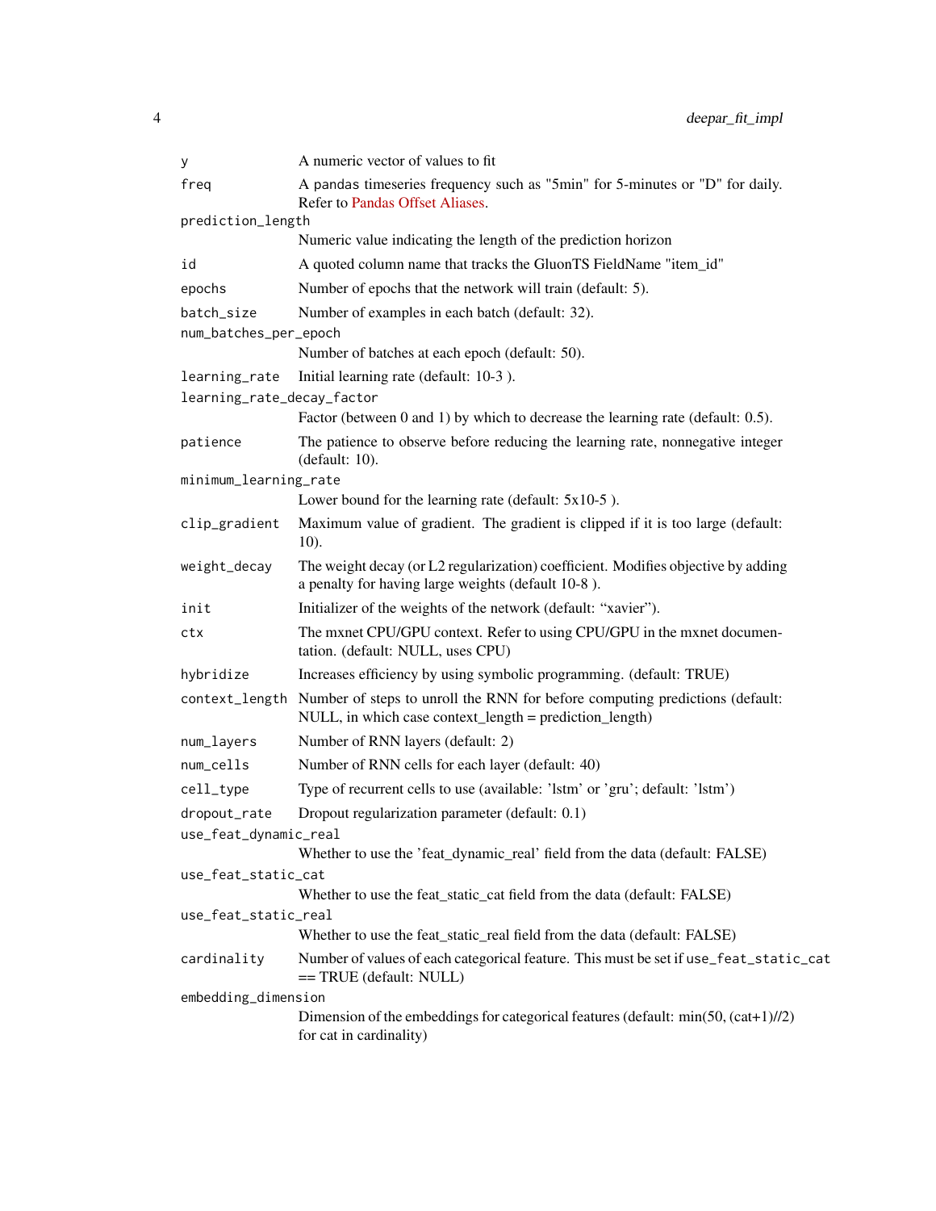| | |
|---|---|
| `y` | A numeric vector of values to fit |
| `freq` | A pandas timeseries frequency such as "5min" for 5-minutes or "D" for daily. Refer to Pandas Offset Aliases. |
| `prediction_length` | Numeric value indicating the length of the prediction horizon |
| `id` | A quoted column name that tracks the GluonTS FieldName "item_id" |
| `epochs` | Number of epochs that the network will train (default: 5). |
| `batch_size` | Number of examples in each batch (default: 32). |
| `num_batches_per_epoch` | Number of batches at each epoch (default: 50). |
| `learning_rate` | Initial learning rate (default: 10-3 ). |
| `learning_rate_decay_factor` | Factor (between 0 and 1) by which to decrease the learning rate (default: 0.5). |
| `patience` | The patience to observe before reducing the learning rate, nonnegative integer (default: 10). |
| `minimum_learning_rate` | Lower bound for the learning rate (default: 5x10-5 ). |
| `clip_gradient` | Maximum value of gradient. The gradient is clipped if it is too large (default: 10). |
| `weight_decay` | The weight decay (or L2 regularization) coefficient. Modifies objective by adding a penalty for having large weights (default 10-8 ). |
| `init` | Initializer of the weights of the network (default: "xavier"). |
| `ctx` | The mxnet CPU/GPU context. Refer to using CPU/GPU in the mxnet documentation. (default: NULL, uses CPU) |
| `hybridize` | Increases efficiency by using symbolic programming. (default: TRUE) |
| `context_length` | Number of steps to unroll the RNN for before computing predictions (default: NULL, in which case context_length = prediction_length) |
| `num_layers` | Number of RNN layers (default: 2) |
| `num_cells` | Number of RNN cells for each layer (default: 40) |
| `cell_type` | Type of recurrent cells to use (available: 'lstm' or 'gru'; default: 'lstm') |
| `dropout_rate` | Dropout regularization parameter (default: 0.1) |
| `use_feat_dynamic_real` | Whether to use the 'feat_dynamic_real' field from the data (default: FALSE) |
| `use_feat_static_cat` | Whether to use the feat_static_cat field from the data (default: FALSE) |
| `use_feat_static_real` | Whether to use the feat_static_real field from the data (default: FALSE) |
| `cardinality` | Number of values of each categorical feature. This must be set if `use_feat_static_cat` == TRUE (default: NULL) |
| `embedding_dimension` | Dimension of the embeddings for categorical features (default: min(50, (cat+1)//2) for cat in cardinality) |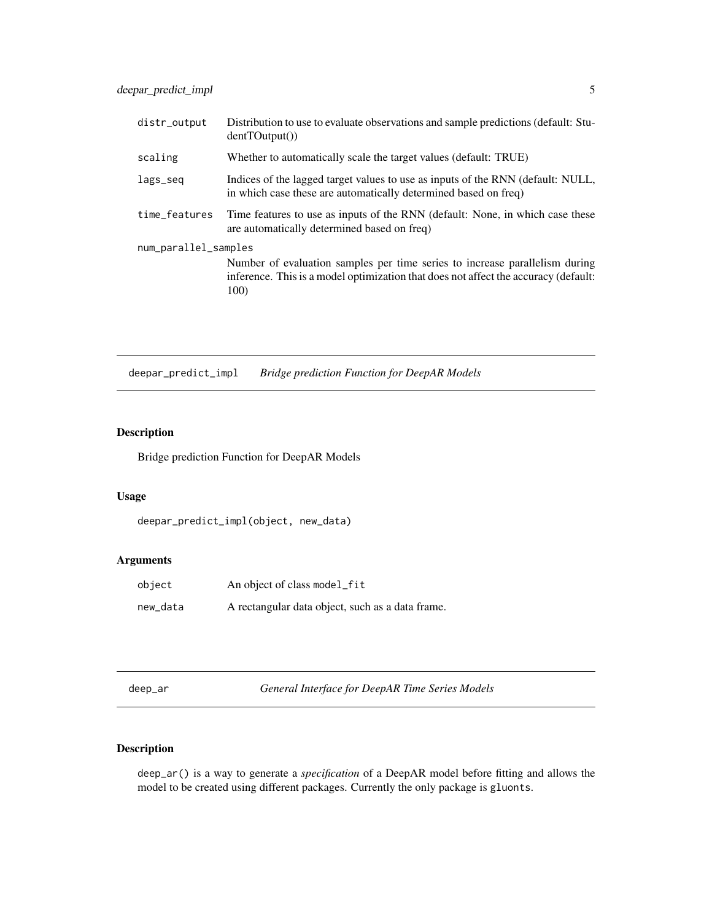| | |
|---|---|
| distr_output | Distribution to use to evaluate observations and sample predictions (default: StudentTOutput()) |
| scaling | Whether to automatically scale the target values (default: TRUE) |
| lags_seq | Indices of the lagged target values to use as inputs of the RNN (default: NULL, in which case these are automatically determined based on freq) |
| time_features | Time features to use as inputs of the RNN (default: None, in which case these are automatically determined based on freq) |
| num_parallel_samples | Number of evaluation samples per time series to increase parallelism during inference. This is a model optimization that does not affect the accuracy (default: 100) |

---

## deepar_predict_impl — *Bridge prediction Function for DeepAR Models*

### Description

Bridge prediction Function for DeepAR Models

### Usage

```
deepar_predict_impl(object, new_data)
```

### Arguments

| | |
|---|---|
| object | An object of class model_fit |
| new_data | A rectangular data object, such as a data frame. |

---

## deep_ar — *General Interface for DeepAR Time Series Models*

### Description

deep_ar() is a way to generate a *specification* of a DeepAR model before fitting and allows the model to be created using different packages. Currently the only package is gluonts.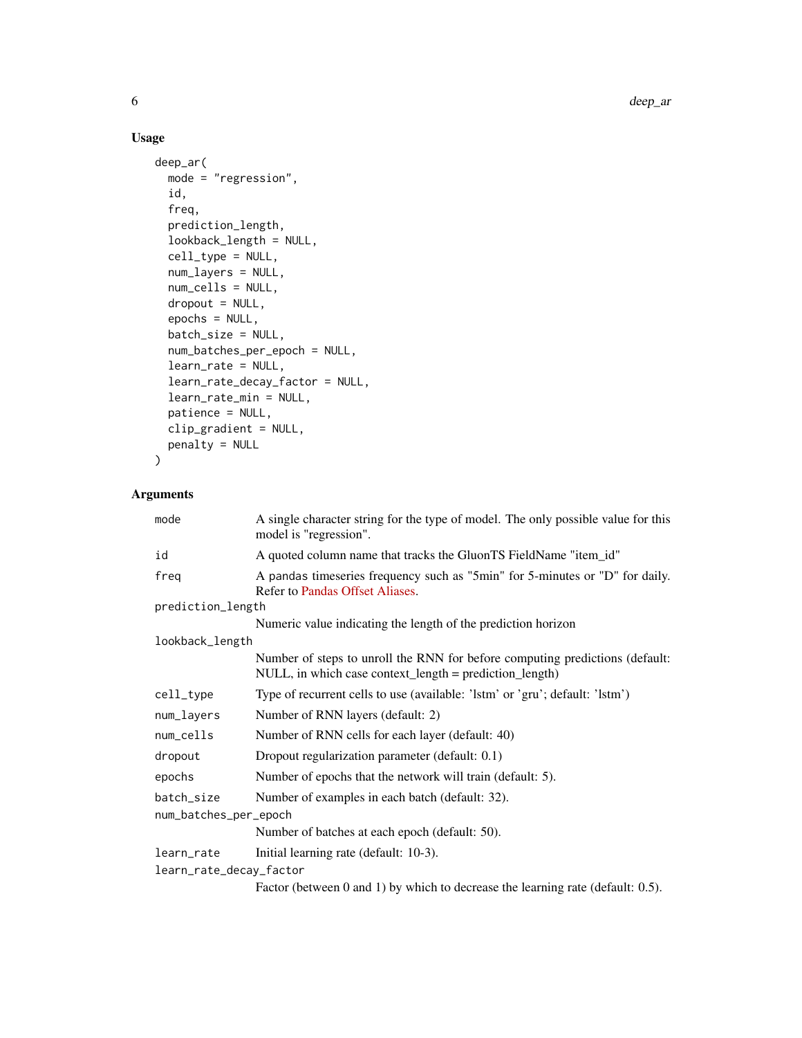## Usage

```
deep_ar(
  mode = "regression",
  id,
  freq,
  prediction_length,
  lookback_length = NULL,
  cell_type = NULL,
  num_layers = NULL,
  num_cells = NULL,
  dropout = NULL,
  epochs = NULL,
  batch_size = NULL,
  num_batches_per_epoch = NULL,
  learn_rate = NULL,
  learn_rate_decay_factor = NULL,
  learn_rate_min = NULL,
  patience = NULL,
  clip_gradient = NULL,
  penalty = NULL
)
```

## Arguments

| Argument | Description |
|---|---|
| `mode` | A single character string for the type of model. The only possible value for this model is "regression". |
| `id` | A quoted column name that tracks the GluonTS FieldName "item_id" |
| `freq` | A pandas timeseries frequency such as "5min" for 5-minutes or "D" for daily. Refer to Pandas Offset Aliases. |
| `prediction_length` | Numeric value indicating the length of the prediction horizon |
| `lookback_length` | Number of steps to unroll the RNN for before computing predictions (default: NULL, in which case context_length = prediction_length) |
| `cell_type` | Type of recurrent cells to use (available: 'lstm' or 'gru'; default: 'lstm') |
| `num_layers` | Number of RNN layers (default: 2) |
| `num_cells` | Number of RNN cells for each layer (default: 40) |
| `dropout` | Dropout regularization parameter (default: 0.1) |
| `epochs` | Number of epochs that the network will train (default: 5). |
| `batch_size` | Number of examples in each batch (default: 32). |
| `num_batches_per_epoch` | Number of batches at each epoch (default: 50). |
| `learn_rate` | Initial learning rate (default: 10-3). |
| `learn_rate_decay_factor` | Factor (between 0 and 1) by which to decrease the learning rate (default: 0.5). |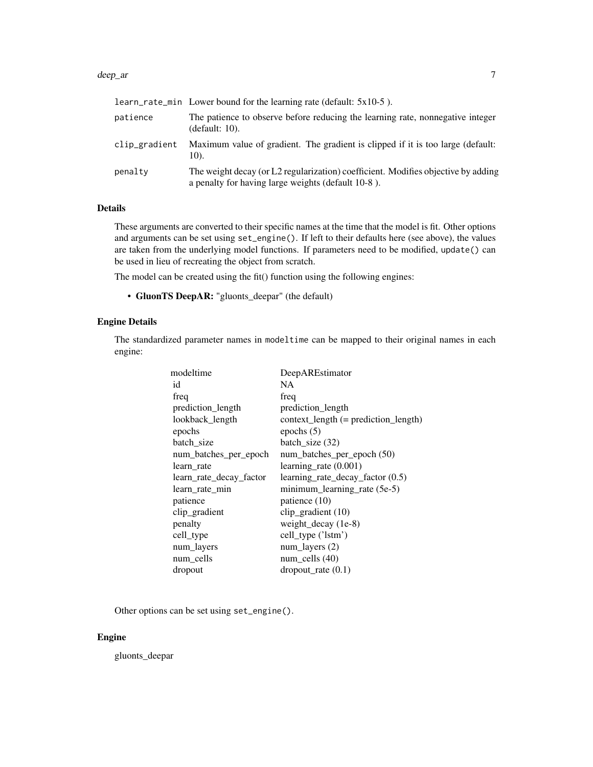| | |
|---|---|
| learn_rate_min | Lower bound for the learning rate (default: 5x10-5 ). |
| patience | The patience to observe before reducing the learning rate, nonnegative integer (default: 10). |
| clip_gradient | Maximum value of gradient. The gradient is clipped if it is too large (default: 10). |
| penalty | The weight decay (or L2 regularization) coefficient. Modifies objective by adding a penalty for having large weights (default 10-8 ). |

## Details

These arguments are converted to their specific names at the time that the model is fit. Other options and arguments can be set using `set_engine()`. If left to their defaults here (see above), the values are taken from the underlying model functions. If parameters need to be modified, `update()` can be used in lieu of recreating the object from scratch.

The model can be created using the fit() function using the following engines:

- **GluonTS DeepAR:** "gluonts_deepar" (the default)

## Engine Details

The standardized parameter names in `modeltime` can be mapped to their original names in each engine:

| modeltime | DeepAREstimator |
|---|---|
| id | NA |
| freq | freq |
| prediction_length | prediction_length |
| lookback_length | context_length (= prediction_length) |
| epochs | epochs (5) |
| batch_size | batch_size (32) |
| num_batches_per_epoch | num_batches_per_epoch (50) |
| learn_rate | learning_rate (0.001) |
| learn_rate_decay_factor | learning_rate_decay_factor (0.5) |
| learn_rate_min | minimum_learning_rate (5e-5) |
| patience | patience (10) |
| clip_gradient | clip_gradient (10) |
| penalty | weight_decay (1e-8) |
| cell_type | cell_type ('lstm') |
| num_layers | num_layers (2) |
| num_cells | num_cells (40) |
| dropout | dropout_rate (0.1) |

Other options can be set using `set_engine()`.

## Engine

gluonts_deepar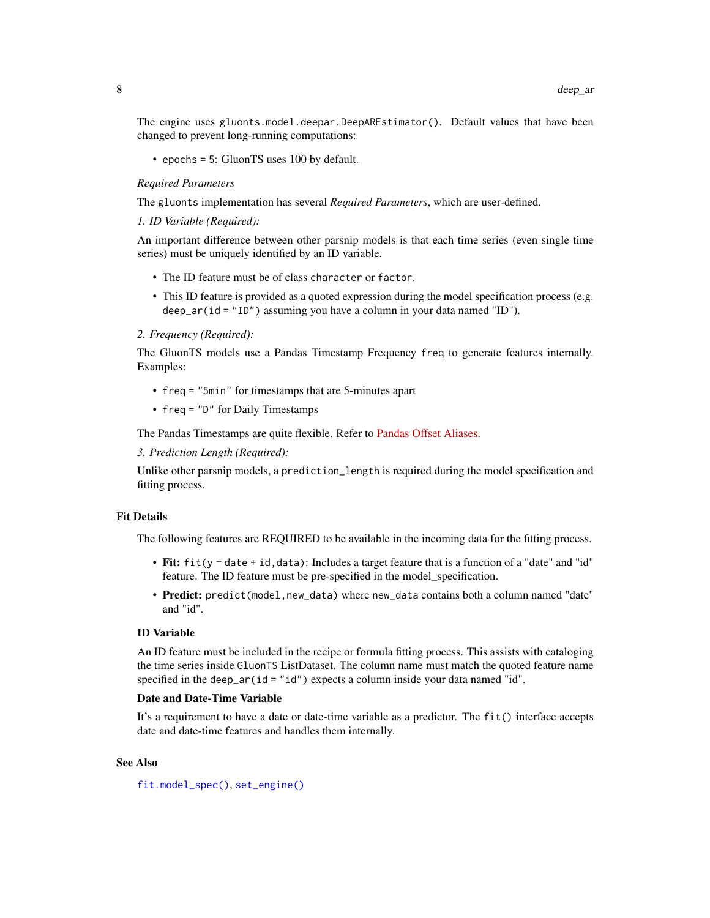The engine uses `gluonts.model.deepar.DeepAREstimator()`. Default values that have been changed to prevent long-running computations:

- `epochs = 5`: GluonTS uses 100 by default.

*Required Parameters*

The `gluonts` implementation has several *Required Parameters*, which are user-defined.

*1. ID Variable (Required):*

An important difference between other parsnip models is that each time series (even single time series) must be uniquely identified by an ID variable.

- The ID feature must be of class `character` or `factor`.
- This ID feature is provided as a quoted expression during the model specification process (e.g. `deep_ar(id = "ID")` assuming you have a column in your data named "ID").

*2. Frequency (Required):*

The GluonTS models use a Pandas Timestamp Frequency `freq` to generate features internally. Examples:

- `freq = "5min"` for timestamps that are 5-minutes apart
- `freq = "D"` for Daily Timestamps

The Pandas Timestamps are quite flexible. Refer to Pandas Offset Aliases.

*3. Prediction Length (Required):*

Unlike other parsnip models, a `prediction_length` is required during the model specification and fitting process.

## Fit Details

The following features are REQUIRED to be available in the incoming data for the fitting process.

- **Fit:** `fit(y ~ date + id, data)`: Includes a target feature that is a function of a "date" and "id" feature. The ID feature must be pre-specified in the model_specification.
- **Predict:** `predict(model, new_data)` where `new_data` contains both a column named "date" and "id".

### ID Variable

An ID feature must be included in the recipe or formula fitting process. This assists with cataloging the time series inside `GluonTS` ListDataset. The column name must match the quoted feature name specified in the `deep_ar(id = "id")` expects a column inside your data named "id".

### Date and Date-Time Variable

It's a requirement to have a date or date-time variable as a predictor. The `fit()` interface accepts date and date-time features and handles them internally.

## See Also

`fit.model_spec()`, `set_engine()`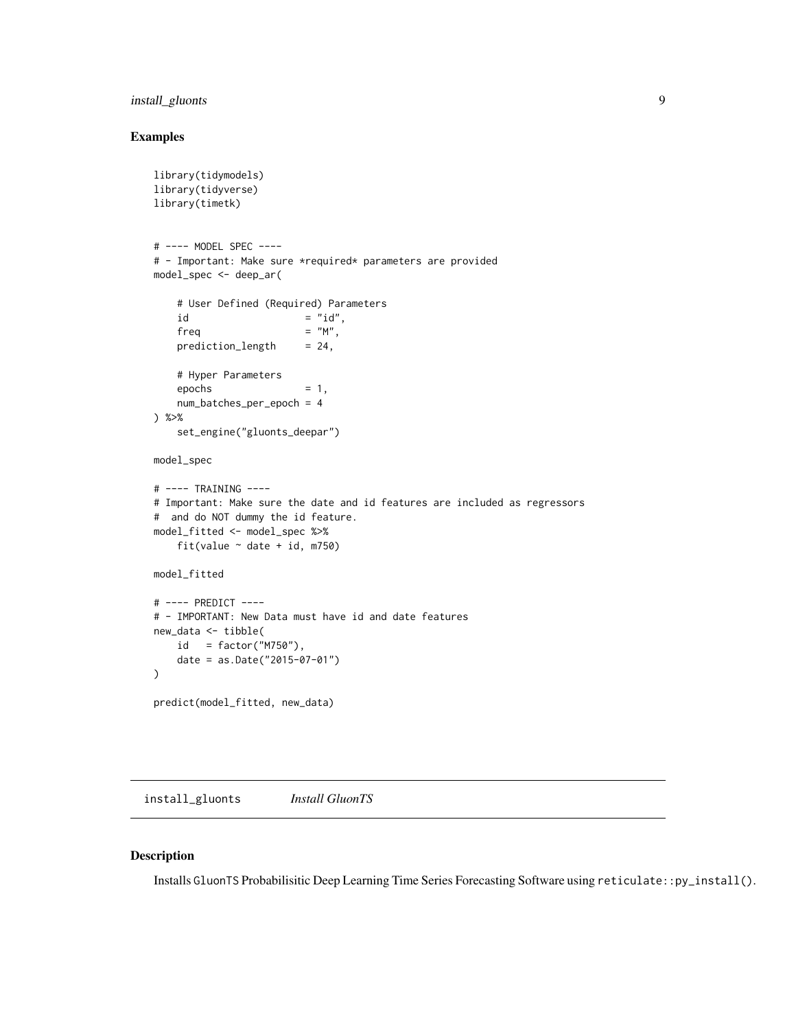### Examples

```
library(tidymodels)
library(tidyverse)
library(timetk)


# ---- MODEL SPEC ----
# - Important: Make sure *required* parameters are provided
model_spec <- deep_ar(

    # User Defined (Required) Parameters
    id                    = "id",
    freq                  = "M",
    prediction_length     = 24,

    # Hyper Parameters
    epochs                = 1,
    num_batches_per_epoch = 4
) %>%
    set_engine("gluonts_deepar")

model_spec

# ---- TRAINING ----
# Important: Make sure the date and id features are included as regressors
#  and do NOT dummy the id feature.
model_fitted <- model_spec %>%
    fit(value ~ date + id, m750)

model_fitted

# ---- PREDICT ----
# - IMPORTANT: New Data must have id and date features
new_data <- tibble(
    id   = factor("M750"),
    date = as.Date("2015-07-01")
)

predict(model_fitted, new_data)
```

---

`install_gluonts` *Install GluonTS*

---

### Description

Installs GluonTS Probabilisitic Deep Learning Time Series Forecasting Software using `reticulate::py_install()`.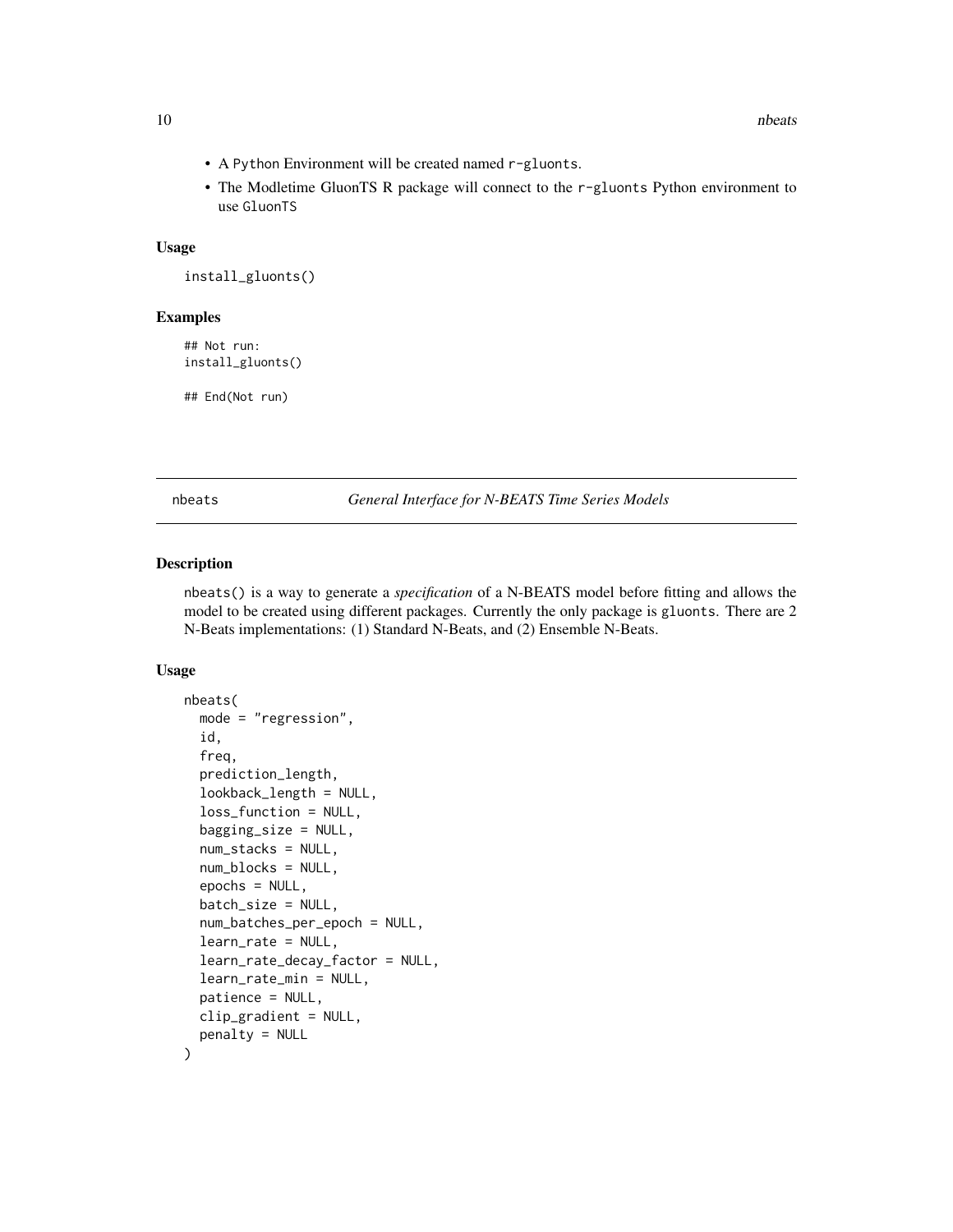- A Python Environment will be created named `r-gluonts`.
- The Modletime GluonTS R package will connect to the `r-gluonts` Python environment to use GluonTS

### Usage

```
install_gluonts()
```

### Examples

```
## Not run:
install_gluonts()

## End(Not run)
```

---

## nbeats — *General Interface for N-BEATS Time Series Models*

---

### Description

`nbeats()` is a way to generate a *specification* of a N-BEATS model before fitting and allows the model to be created using different packages. Currently the only package is `gluonts`. There are 2 N-Beats implementations: (1) Standard N-Beats, and (2) Ensemble N-Beats.

### Usage

```
nbeats(
  mode = "regression",
  id,
  freq,
  prediction_length,
  lookback_length = NULL,
  loss_function = NULL,
  bagging_size = NULL,
  num_stacks = NULL,
  num_blocks = NULL,
  epochs = NULL,
  batch_size = NULL,
  num_batches_per_epoch = NULL,
  learn_rate = NULL,
  learn_rate_decay_factor = NULL,
  learn_rate_min = NULL,
  patience = NULL,
  clip_gradient = NULL,
  penalty = NULL
)
```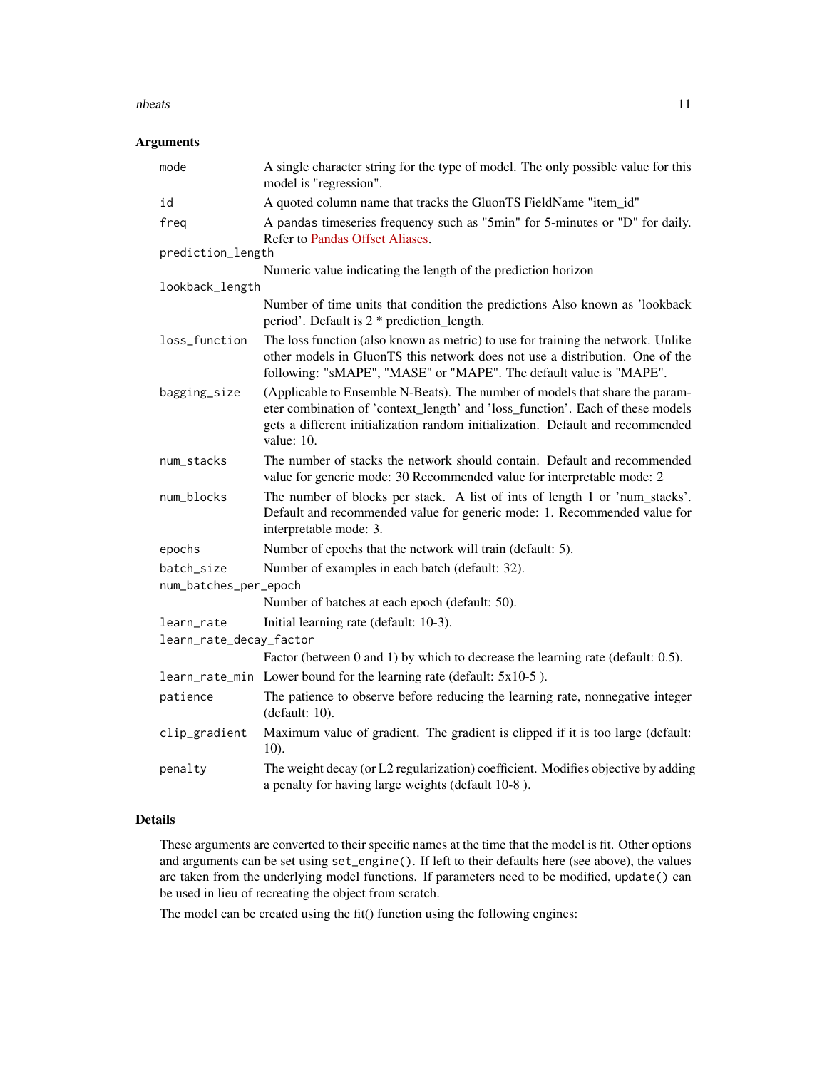### Arguments

| | |
|---|---|
| `mode` | A single character string for the type of model. The only possible value for this model is "regression". |
| `id` | A quoted column name that tracks the GluonTS FieldName "item_id" |
| `freq` | A pandas timeseries frequency such as "5min" for 5-minutes or "D" for daily. Refer to Pandas Offset Aliases. |
| `prediction_length` | Numeric value indicating the length of the prediction horizon |
| `lookback_length` | Number of time units that condition the predictions Also known as 'lookback period'. Default is 2 * prediction_length. |
| `loss_function` | The loss function (also known as metric) to use for training the network. Unlike other models in GluonTS this network does not use a distribution. One of the following: "sMAPE", "MASE" or "MAPE". The default value is "MAPE". |
| `bagging_size` | (Applicable to Ensemble N-Beats). The number of models that share the parameter combination of 'context_length' and 'loss_function'. Each of these models gets a different initialization random initialization. Default and recommended value: 10. |
| `num_stacks` | The number of stacks the network should contain. Default and recommended value for generic mode: 30 Recommended value for interpretable mode: 2 |
| `num_blocks` | The number of blocks per stack. A list of ints of length 1 or 'num_stacks'. Default and recommended value for generic mode: 1. Recommended value for interpretable mode: 3. |
| `epochs` | Number of epochs that the network will train (default: 5). |
| `batch_size` | Number of examples in each batch (default: 32). |
| `num_batches_per_epoch` | Number of batches at each epoch (default: 50). |
| `learn_rate` | Initial learning rate (default: 10-3). |
| `learn_rate_decay_factor` | Factor (between 0 and 1) by which to decrease the learning rate (default: 0.5). |
| `learn_rate_min` | Lower bound for the learning rate (default: 5x10-5 ). |
| `patience` | The patience to observe before reducing the learning rate, nonnegative integer (default: 10). |
| `clip_gradient` | Maximum value of gradient. The gradient is clipped if it is too large (default: 10). |
| `penalty` | The weight decay (or L2 regularization) coefficient. Modifies objective by adding a penalty for having large weights (default 10-8 ). |

### Details

These arguments are converted to their specific names at the time that the model is fit. Other options and arguments can be set using `set_engine()`. If left to their defaults here (see above), the values are taken from the underlying model functions. If parameters need to be modified, `update()` can be used in lieu of recreating the object from scratch.

The model can be created using the fit() function using the following engines: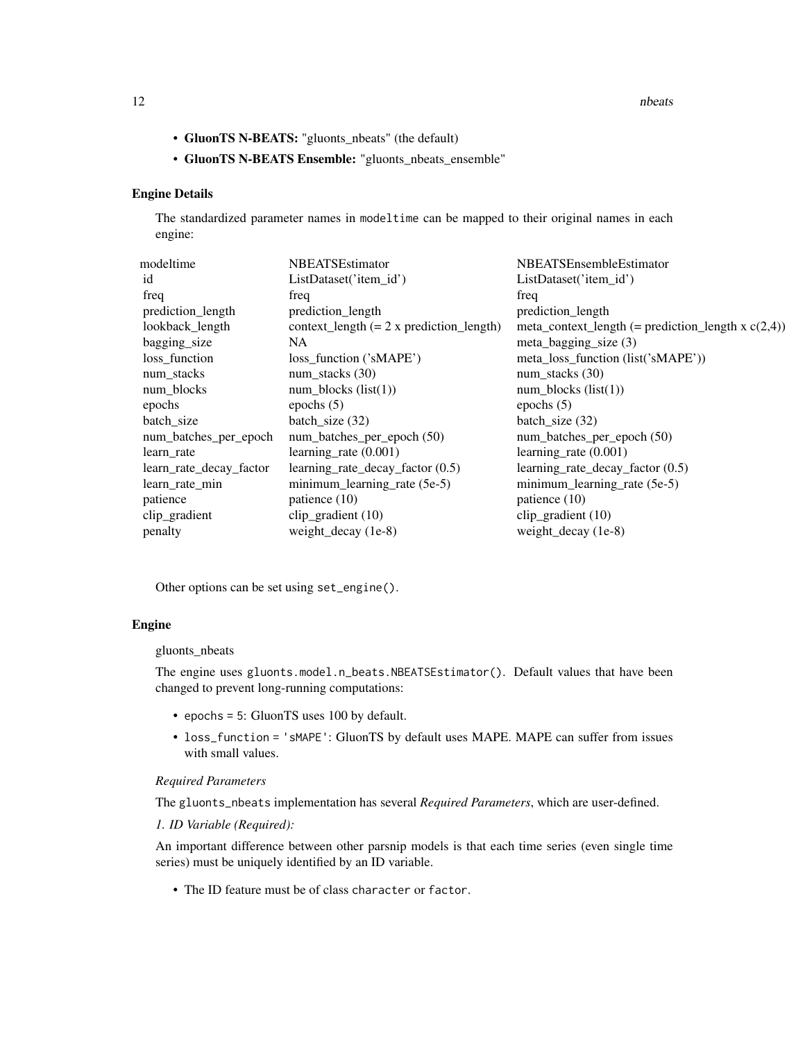- **GluonTS N-BEATS:** "gluonts_nbeats" (the default)
- **GluonTS N-BEATS Ensemble:** "gluonts_nbeats_ensemble"

### Engine Details

The standardized parameter names in `modeltime` can be mapped to their original names in each engine:

| modeltime | NBEATSEstimator | NBEATSEnsembleEstimator |
|---|---|---|
| id | ListDataset('item_id') | ListDataset('item_id') |
| freq | freq | freq |
| prediction_length | prediction_length | prediction_length |
| lookback_length | context_length (= 2 x prediction_length) | meta_context_length (= prediction_length x c(2,4)) |
| bagging_size | NA | meta_bagging_size (3) |
| loss_function | loss_function ('sMAPE') | meta_loss_function (list('sMAPE')) |
| num_stacks | num_stacks (30) | num_stacks (30) |
| num_blocks | num_blocks (list(1)) | num_blocks (list(1)) |
| epochs | epochs (5) | epochs (5) |
| batch_size | batch_size (32) | batch_size (32) |
| num_batches_per_epoch | num_batches_per_epoch (50) | num_batches_per_epoch (50) |
| learn_rate | learning_rate (0.001) | learning_rate (0.001) |
| learn_rate_decay_factor | learning_rate_decay_factor (0.5) | learning_rate_decay_factor (0.5) |
| learn_rate_min | minimum_learning_rate (5e-5) | minimum_learning_rate (5e-5) |
| patience | patience (10) | patience (10) |
| clip_gradient | clip_gradient (10) | clip_gradient (10) |
| penalty | weight_decay (1e-8) | weight_decay (1e-8) |

Other options can be set using `set_engine()`.

### Engine

gluonts_nbeats

The engine uses `gluonts.model.n_beats.NBEATSEstimator()`. Default values that have been changed to prevent long-running computations:

- `epochs = 5`: GluonTS uses 100 by default.
- `loss_function = 'sMAPE'`: GluonTS by default uses MAPE. MAPE can suffer from issues with small values.

*Required Parameters*

The `gluonts_nbeats` implementation has several *Required Parameters*, which are user-defined.

*1. ID Variable (Required):*

An important difference between other parsnip models is that each time series (even single time series) must be uniquely identified by an ID variable.

- The ID feature must be of class `character` or `factor`.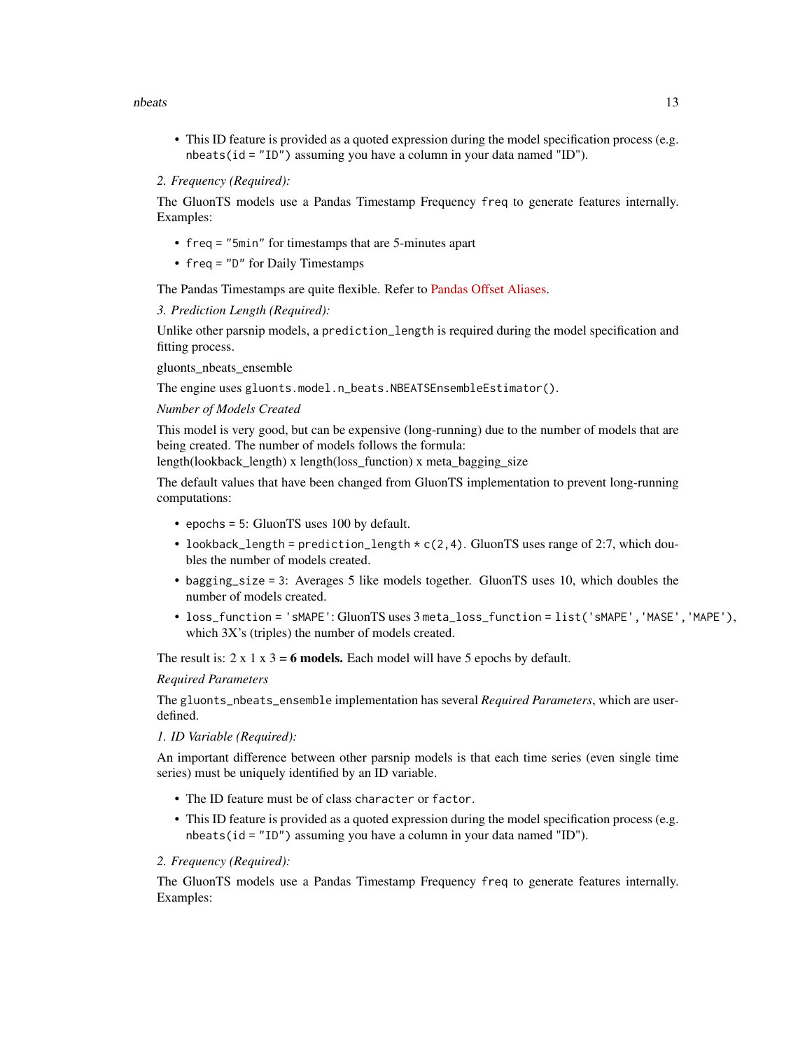- This ID feature is provided as a quoted expression during the model specification process (e.g. `nbeats(id = "ID")` assuming you have a column in your data named "ID").

*2. Frequency (Required):*

The GluonTS models use a Pandas Timestamp Frequency `freq` to generate features internally. Examples:

- `freq = "5min"` for timestamps that are 5-minutes apart
- `freq = "D"` for Daily Timestamps

The Pandas Timestamps are quite flexible. Refer to Pandas Offset Aliases.

*3. Prediction Length (Required):*

Unlike other parsnip models, a `prediction_length` is required during the model specification and fitting process.

gluonts_nbeats_ensemble

The engine uses `gluonts.model.n_beats.NBEATSEnsembleEstimator()`.

*Number of Models Created*

This model is very good, but can be expensive (long-running) due to the number of models that are being created. The number of models follows the formula:
length(lookback_length) x length(loss_function) x meta_bagging_size

The default values that have been changed from GluonTS implementation to prevent long-running computations:

- `epochs = 5`: GluonTS uses 100 by default.
- `lookback_length = prediction_length * c(2,4)`. GluonTS uses range of 2:7, which doubles the number of models created.
- `bagging_size = 3`: Averages 5 like models together. GluonTS uses 10, which doubles the number of models created.
- `loss_function = 'sMAPE'`: GluonTS uses 3 `meta_loss_function = list('sMAPE','MASE','MAPE')`, which 3X's (triples) the number of models created.

The result is: 2 x 1 x 3 = **6 models.** Each model will have 5 epochs by default.

*Required Parameters*

The `gluonts_nbeats_ensemble` implementation has several *Required Parameters*, which are user-defined.

*1. ID Variable (Required):*

An important difference between other parsnip models is that each time series (even single time series) must be uniquely identified by an ID variable.

- The ID feature must be of class `character` or `factor`.
- This ID feature is provided as a quoted expression during the model specification process (e.g. `nbeats(id = "ID")` assuming you have a column in your data named "ID").

*2. Frequency (Required):*

The GluonTS models use a Pandas Timestamp Frequency `freq` to generate features internally. Examples: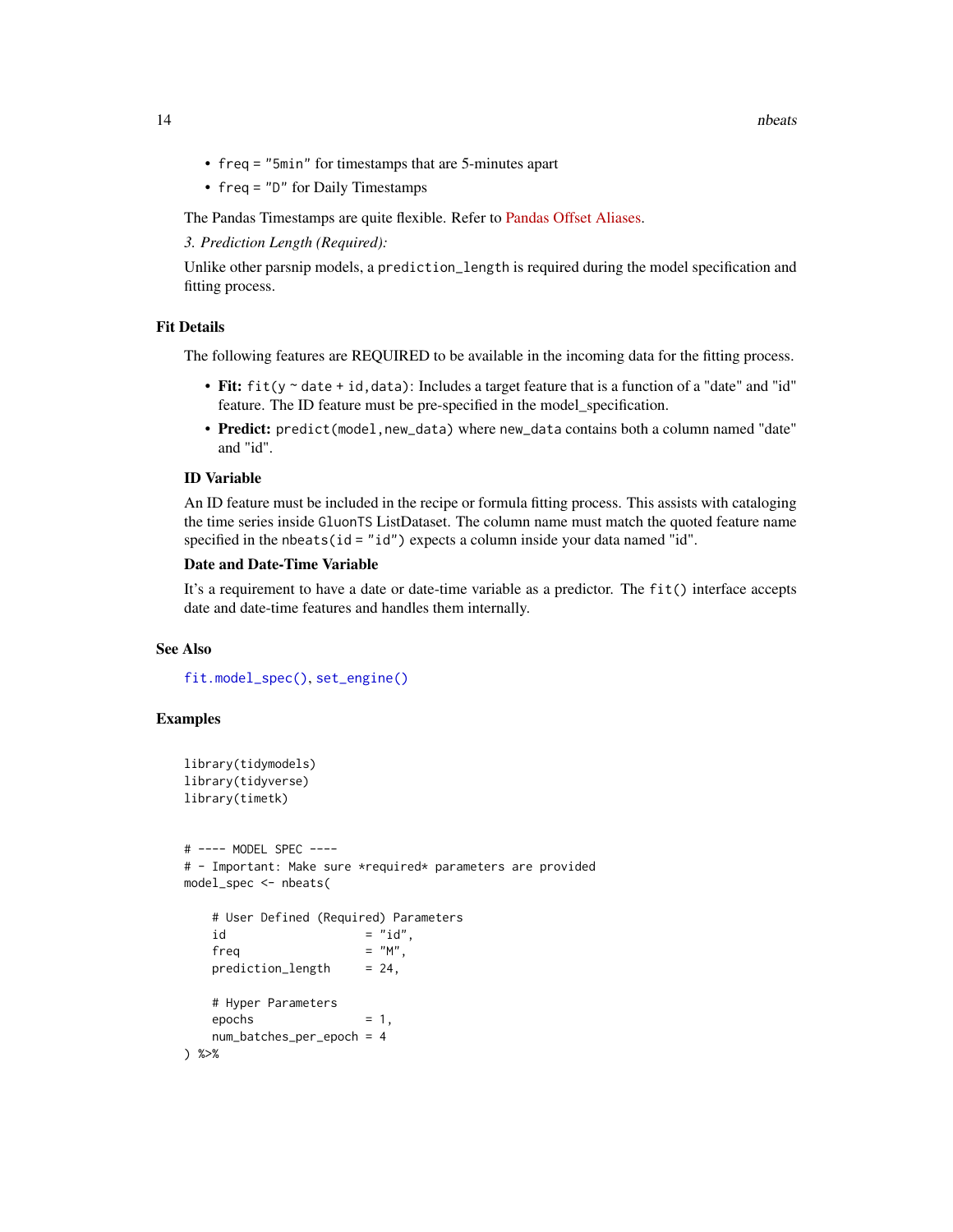- `freq = "5min"` for timestamps that are 5-minutes apart
- `freq = "D"` for Daily Timestamps

The Pandas Timestamps are quite flexible. Refer to Pandas Offset Aliases.

*3. Prediction Length (Required):*

Unlike other parsnip models, a `prediction_length` is required during the model specification and fitting process.

## Fit Details

The following features are REQUIRED to be available in the incoming data for the fitting process.

- **Fit:** `fit(y ~ date + id, data)`: Includes a target feature that is a function of a "date" and "id" feature. The ID feature must be pre-specified in the model_specification.
- **Predict:** `predict(model, new_data)` where `new_data` contains both a column named "date" and "id".

### ID Variable

An ID feature must be included in the recipe or formula fitting process. This assists with cataloging the time series inside `GluonTS` ListDataset. The column name must match the quoted feature name specified in the `nbeats(id = "id")` expects a column inside your data named "id".

### Date and Date-Time Variable

It's a requirement to have a date or date-time variable as a predictor. The `fit()` interface accepts date and date-time features and handles them internally.

## See Also

`fit.model_spec()`, `set_engine()`

## Examples

```
library(tidymodels)
library(tidyverse)
library(timetk)


# ---- MODEL SPEC ----
# - Important: Make sure *required* parameters are provided
model_spec <- nbeats(

    # User Defined (Required) Parameters
    id                    = "id",
    freq                  = "M",
    prediction_length     = 24,

    # Hyper Parameters
    epochs                = 1,
    num_batches_per_epoch = 4
) %>%
```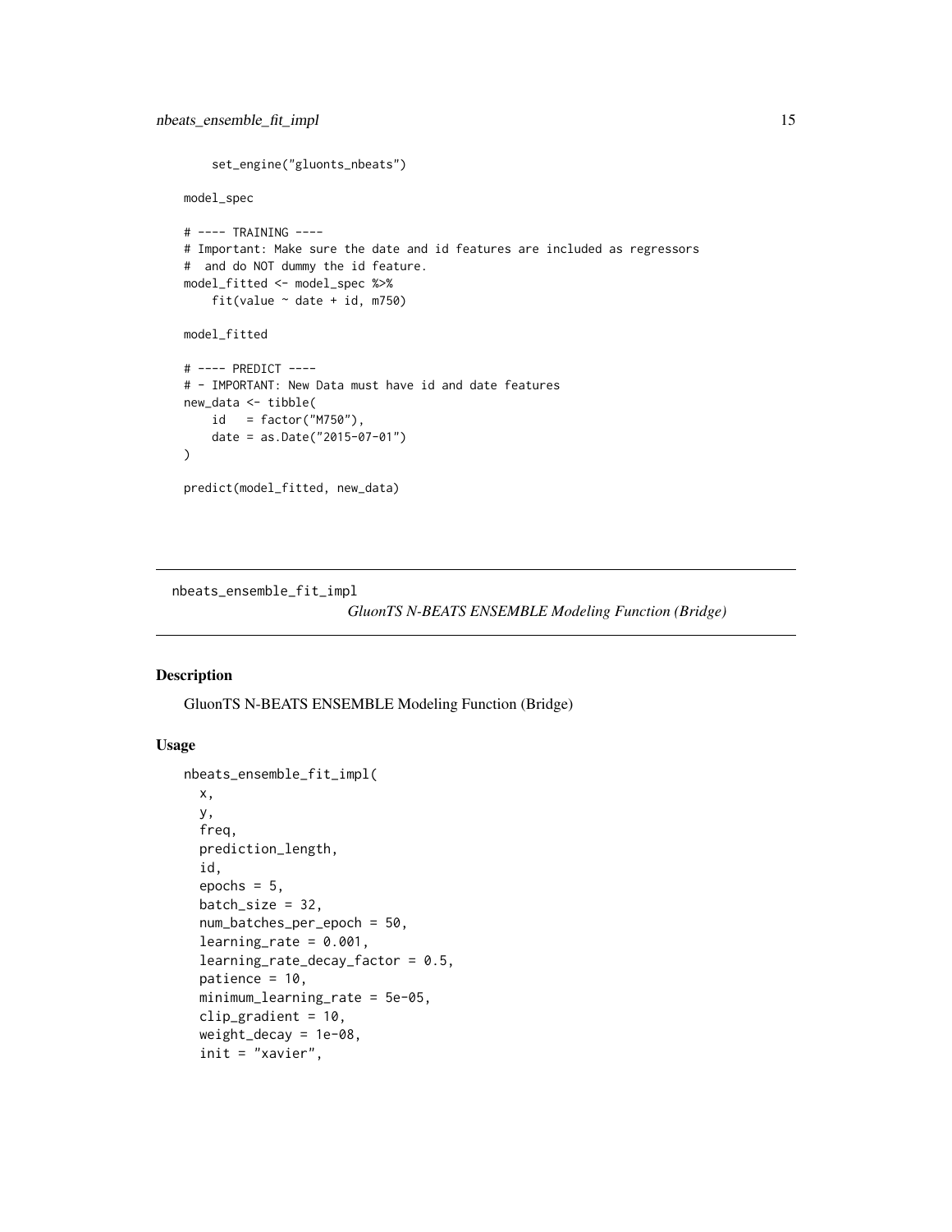```
    set_engine("gluonts_nbeats")

model_spec

# ---- TRAINING ----
# Important: Make sure the date and id features are included as regressors
#  and do NOT dummy the id feature.
model_fitted <- model_spec %>%
    fit(value ~ date + id, m750)

model_fitted

# ---- PREDICT ----
# - IMPORTANT: New Data must have id and date features
new_data <- tibble(
    id   = factor("M750"),
    date = as.Date("2015-07-01")
)

predict(model_fitted, new_data)
```

---

## nbeats_ensemble_fit_impl

*GluonTS N-BEATS ENSEMBLE Modeling Function (Bridge)*

### Description

GluonTS N-BEATS ENSEMBLE Modeling Function (Bridge)

### Usage

```
nbeats_ensemble_fit_impl(
  x,
  y,
  freq,
  prediction_length,
  id,
  epochs = 5,
  batch_size = 32,
  num_batches_per_epoch = 50,
  learning_rate = 0.001,
  learning_rate_decay_factor = 0.5,
  patience = 10,
  minimum_learning_rate = 5e-05,
  clip_gradient = 10,
  weight_decay = 1e-08,
  init = "xavier",
```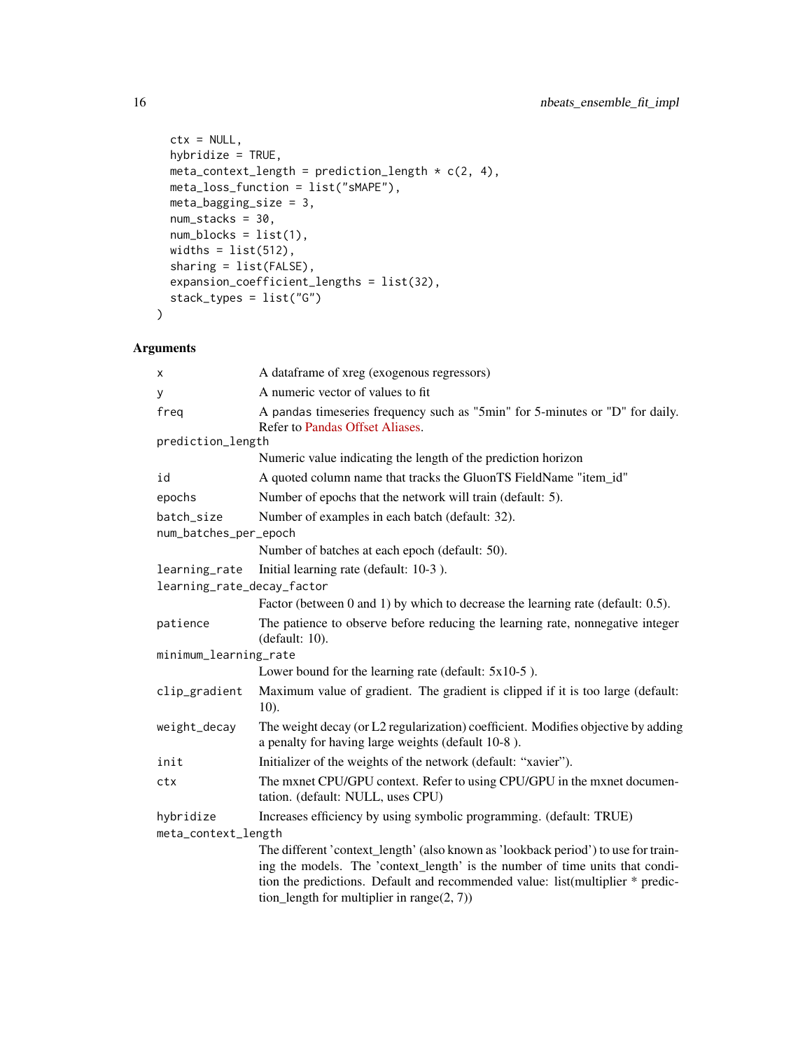```
  ctx = NULL,
  hybridize = TRUE,
  meta_context_length = prediction_length * c(2, 4),
  meta_loss_function = list("sMAPE"),
  meta_bagging_size = 3,
  num_stacks = 30,
  num_blocks = list(1),
  widths = list(512),
  sharing = list(FALSE),
  expansion_coefficient_lengths = list(32),
  stack_types = list("G")
)
```

## Arguments

| | |
|---|---|
| `x` | A dataframe of xreg (exogenous regressors) |
| `y` | A numeric vector of values to fit |
| `freq` | A pandas timeseries frequency such as "5min" for 5-minutes or "D" for daily. Refer to Pandas Offset Aliases. |
| `prediction_length` | Numeric value indicating the length of the prediction horizon |
| `id` | A quoted column name that tracks the GluonTS FieldName "item_id" |
| `epochs` | Number of epochs that the network will train (default: 5). |
| `batch_size` | Number of examples in each batch (default: 32). |
| `num_batches_per_epoch` | Number of batches at each epoch (default: 50). |
| `learning_rate` | Initial learning rate (default: 10-3 ). |
| `learning_rate_decay_factor` | Factor (between 0 and 1) by which to decrease the learning rate (default: 0.5). |
| `patience` | The patience to observe before reducing the learning rate, nonnegative integer (default: 10). |
| `minimum_learning_rate` | Lower bound for the learning rate (default: 5x10-5 ). |
| `clip_gradient` | Maximum value of gradient. The gradient is clipped if it is too large (default: 10). |
| `weight_decay` | The weight decay (or L2 regularization) coefficient. Modifies objective by adding a penalty for having large weights (default 10-8 ). |
| `init` | Initializer of the weights of the network (default: "xavier"). |
| `ctx` | The mxnet CPU/GPU context. Refer to using CPU/GPU in the mxnet documentation. (default: NULL, uses CPU) |
| `hybridize` | Increases efficiency by using symbolic programming. (default: TRUE) |
| `meta_context_length` | The different 'context_length' (also known as 'lookback period') to use for training the models. The 'context_length' is the number of time units that condition the predictions. Default and recommended value: list(multiplier * prediction_length for multiplier in range(2, 7)) |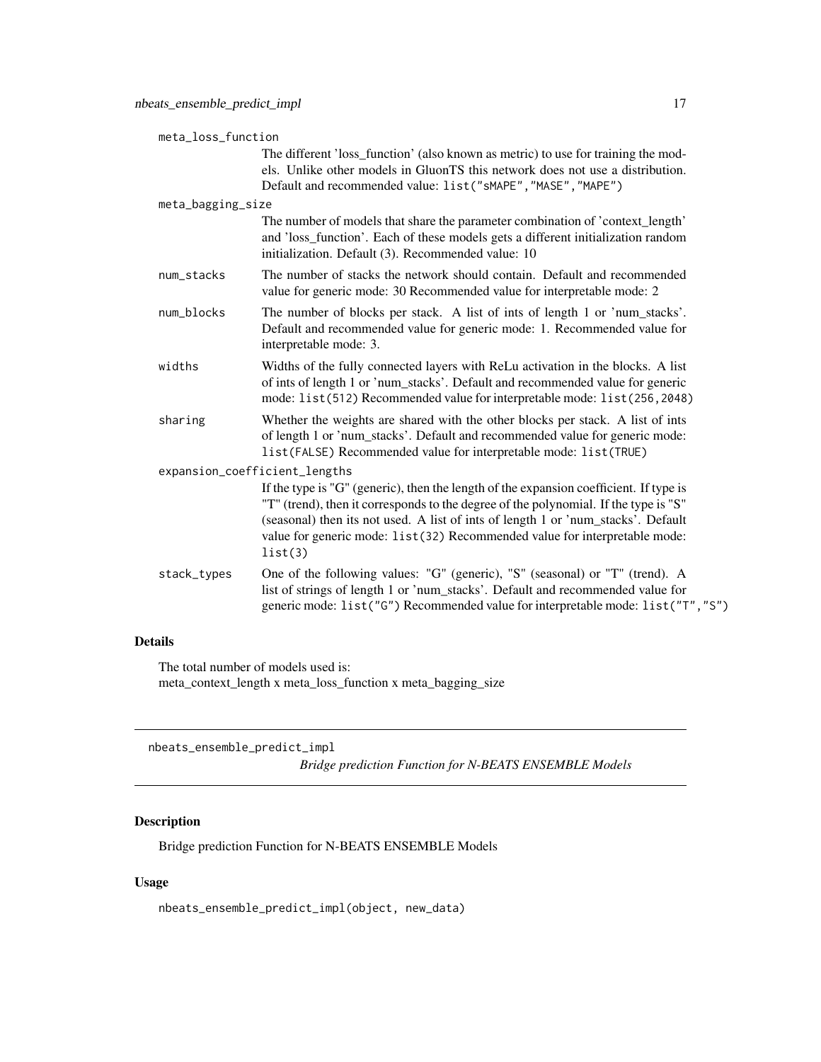meta_loss_function
: The different 'loss_function' (also known as metric) to use for training the models. Unlike other models in GluonTS this network does not use a distribution. Default and recommended value: `list("sMAPE","MASE","MAPE")`

meta_bagging_size
: The number of models that share the parameter combination of 'context_length' and 'loss_function'. Each of these models gets a different initialization random initialization. Default (3). Recommended value: 10

num_stacks
: The number of stacks the network should contain. Default and recommended value for generic mode: 30 Recommended value for interpretable mode: 2

num_blocks
: The number of blocks per stack. A list of ints of length 1 or 'num_stacks'. Default and recommended value for generic mode: 1. Recommended value for interpretable mode: 3.

widths
: Widths of the fully connected layers with ReLu activation in the blocks. A list of ints of length 1 or 'num_stacks'. Default and recommended value for generic mode: `list(512)` Recommended value for interpretable mode: `list(256,2048)`

sharing
: Whether the weights are shared with the other blocks per stack. A list of ints of length 1 or 'num_stacks'. Default and recommended value for generic mode: `list(FALSE)` Recommended value for interpretable mode: `list(TRUE)`

expansion_coefficient_lengths
: If the type is "G" (generic), then the length of the expansion coefficient. If type is "T" (trend), then it corresponds to the degree of the polynomial. If the type is "S" (seasonal) then its not used. A list of ints of length 1 or 'num_stacks'. Default value for generic mode: `list(32)` Recommended value for interpretable mode: `list(3)`

stack_types
: One of the following values: "G" (generic), "S" (seasonal) or "T" (trend). A list of strings of length 1 or 'num_stacks'. Default and recommended value for generic mode: `list("G")` Recommended value for interpretable mode: `list("T","S")`

## Details

The total number of models used is:
meta_context_length x meta_loss_function x meta_bagging_size

---

# nbeats_ensemble_predict_impl

*Bridge prediction Function for N-BEATS ENSEMBLE Models*

## Description

Bridge prediction Function for N-BEATS ENSEMBLE Models

## Usage

```
nbeats_ensemble_predict_impl(object, new_data)
```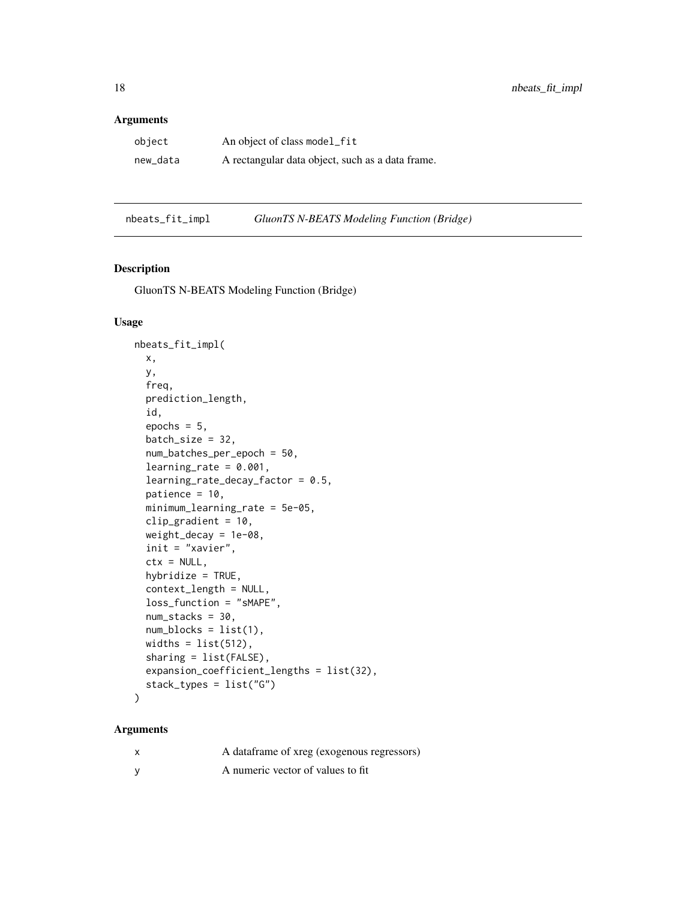### Arguments

| | |
|---|---|
| object | An object of class model_fit |
| new_data | A rectangular data object, such as a data frame. |

## nbeats_fit_impl — *GluonTS N-BEATS Modeling Function (Bridge)*

### Description

GluonTS N-BEATS Modeling Function (Bridge)

### Usage

```
nbeats_fit_impl(
  x,
  y,
  freq,
  prediction_length,
  id,
  epochs = 5,
  batch_size = 32,
  num_batches_per_epoch = 50,
  learning_rate = 0.001,
  learning_rate_decay_factor = 0.5,
  patience = 10,
  minimum_learning_rate = 5e-05,
  clip_gradient = 10,
  weight_decay = 1e-08,
  init = "xavier",
  ctx = NULL,
  hybridize = TRUE,
  context_length = NULL,
  loss_function = "sMAPE",
  num_stacks = 30,
  num_blocks = list(1),
  widths = list(512),
  sharing = list(FALSE),
  expansion_coefficient_lengths = list(32),
  stack_types = list("G")
)
```

### Arguments

| | |
|---|---|
| x | A dataframe of xreg (exogenous regressors) |
| y | A numeric vector of values to fit |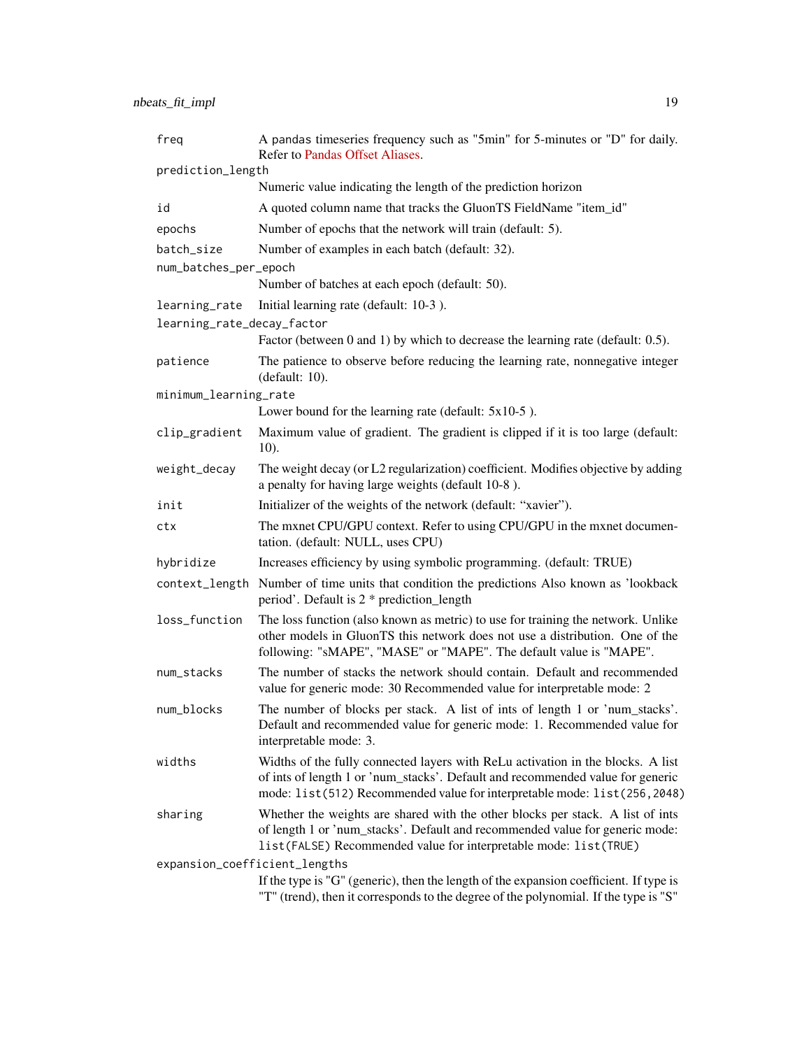| | |
|---|---|
| `freq` | A pandas timeseries frequency such as "5min" for 5-minutes or "D" for daily. Refer to Pandas Offset Aliases. |
| `prediction_length` | Numeric value indicating the length of the prediction horizon |
| `id` | A quoted column name that tracks the GluonTS FieldName "item_id" |
| `epochs` | Number of epochs that the network will train (default: 5). |
| `batch_size` | Number of examples in each batch (default: 32). |
| `num_batches_per_epoch` | Number of batches at each epoch (default: 50). |
| `learning_rate` | Initial learning rate (default: 10-3 ). |
| `learning_rate_decay_factor` | Factor (between 0 and 1) by which to decrease the learning rate (default: 0.5). |
| `patience` | The patience to observe before reducing the learning rate, nonnegative integer (default: 10). |
| `minimum_learning_rate` | Lower bound for the learning rate (default: 5x10-5 ). |
| `clip_gradient` | Maximum value of gradient. The gradient is clipped if it is too large (default: 10). |
| `weight_decay` | The weight decay (or L2 regularization) coefficient. Modifies objective by adding a penalty for having large weights (default 10-8 ). |
| `init` | Initializer of the weights of the network (default: "xavier"). |
| `ctx` | The mxnet CPU/GPU context. Refer to using CPU/GPU in the mxnet documentation. (default: NULL, uses CPU) |
| `hybridize` | Increases efficiency by using symbolic programming. (default: TRUE) |
| `context_length` | Number of time units that condition the predictions Also known as 'lookback period'. Default is 2 * prediction_length |
| `loss_function` | The loss function (also known as metric) to use for training the network. Unlike other models in GluonTS this network does not use a distribution. One of the following: "sMAPE", "MASE" or "MAPE". The default value is "MAPE". |
| `num_stacks` | The number of stacks the network should contain. Default and recommended value for generic mode: 30 Recommended value for interpretable mode: 2 |
| `num_blocks` | The number of blocks per stack. A list of ints of length 1 or 'num_stacks'. Default and recommended value for generic mode: 1. Recommended value for interpretable mode: 3. |
| `widths` | Widths of the fully connected layers with ReLu activation in the blocks. A list of ints of length 1 or 'num_stacks'. Default and recommended value for generic mode: `list(512)` Recommended value for interpretable mode: `list(256,2048)` |
| `sharing` | Whether the weights are shared with the other blocks per stack. A list of ints of length 1 or 'num_stacks'. Default and recommended value for generic mode: `list(FALSE)` Recommended value for interpretable mode: `list(TRUE)` |
| `expansion_coefficient_lengths` | If the type is "G" (generic), then the length of the expansion coefficient. If type is "T" (trend), then it corresponds to the degree of the polynomial. If the type is "S" |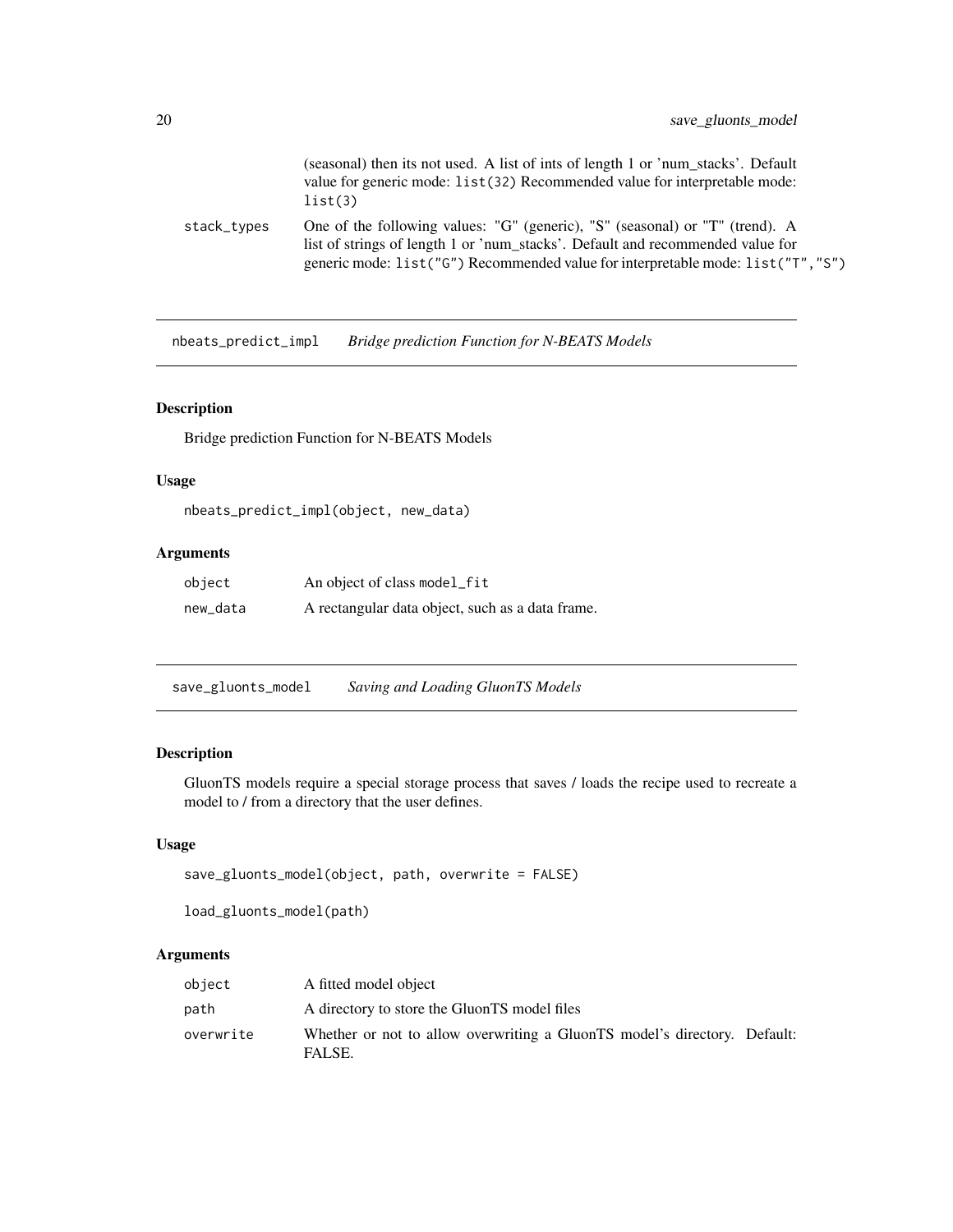| | |
|---|---|
| | (seasonal) then its not used. A list of ints of length 1 or 'num_stacks'. Default value for generic mode: `list(32)` Recommended value for interpretable mode: `list(3)` |
| `stack_types` | One of the following values: "G" (generic), "S" (seasonal) or "T" (trend). A list of strings of length 1 or 'num_stacks'. Default and recommended value for generic mode: `list("G")` Recommended value for interpretable mode: `list("T","S")` |

## `nbeats_predict_impl` *Bridge prediction Function for N-BEATS Models*

### Description

Bridge prediction Function for N-BEATS Models

### Usage

```
nbeats_predict_impl(object, new_data)
```

### Arguments

| | |
|---|---|
| `object` | An object of class `model_fit` |
| `new_data` | A rectangular data object, such as a data frame. |

## `save_gluonts_model` *Saving and Loading GluonTS Models*

### Description

GluonTS models require a special storage process that saves / loads the recipe used to recreate a model to / from a directory that the user defines.

### Usage

```
save_gluonts_model(object, path, overwrite = FALSE)

load_gluonts_model(path)
```

### Arguments

| | |
|---|---|
| `object` | A fitted model object |
| `path` | A directory to store the GluonTS model files |
| `overwrite` | Whether or not to allow overwriting a GluonTS model's directory. Default: FALSE. |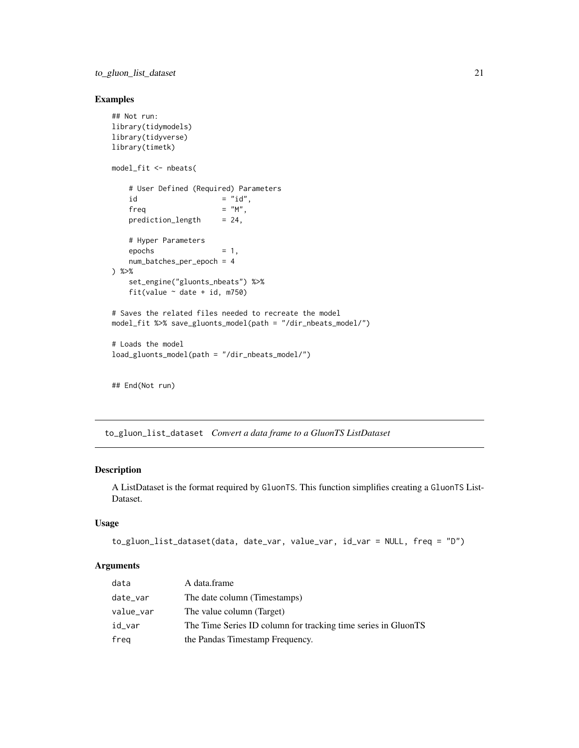### Examples

```
## Not run:
library(tidymodels)
library(tidyverse)
library(timetk)

model_fit <- nbeats(

    # User Defined (Required) Parameters
    id                   = "id",
    freq                 = "M",
    prediction_length    = 24,

    # Hyper Parameters
    epochs               = 1,
    num_batches_per_epoch = 4
) %>%
    set_engine("gluonts_nbeats") %>%
    fit(value ~ date + id, m750)

# Saves the related files needed to recreate the model
model_fit %>% save_gluonts_model(path = "/dir_nbeats_model/")

# Loads the model
load_gluonts_model(path = "/dir_nbeats_model/")


## End(Not run)
```

---

## to_gluon_list_dataset *Convert a data frame to a GluonTS ListDataset*

### Description

A ListDataset is the format required by `GluonTS`. This function simplifies creating a `GluonTS` ListDataset.

### Usage

```
to_gluon_list_dataset(data, date_var, value_var, id_var = NULL, freq = "D")
```

### Arguments

| | |
|---|---|
| `data` | A data.frame |
| `date_var` | The date column (Timestamps) |
| `value_var` | The value column (Target) |
| `id_var` | The Time Series ID column for tracking time series in GluonTS |
| `freq` | the Pandas Timestamp Frequency. |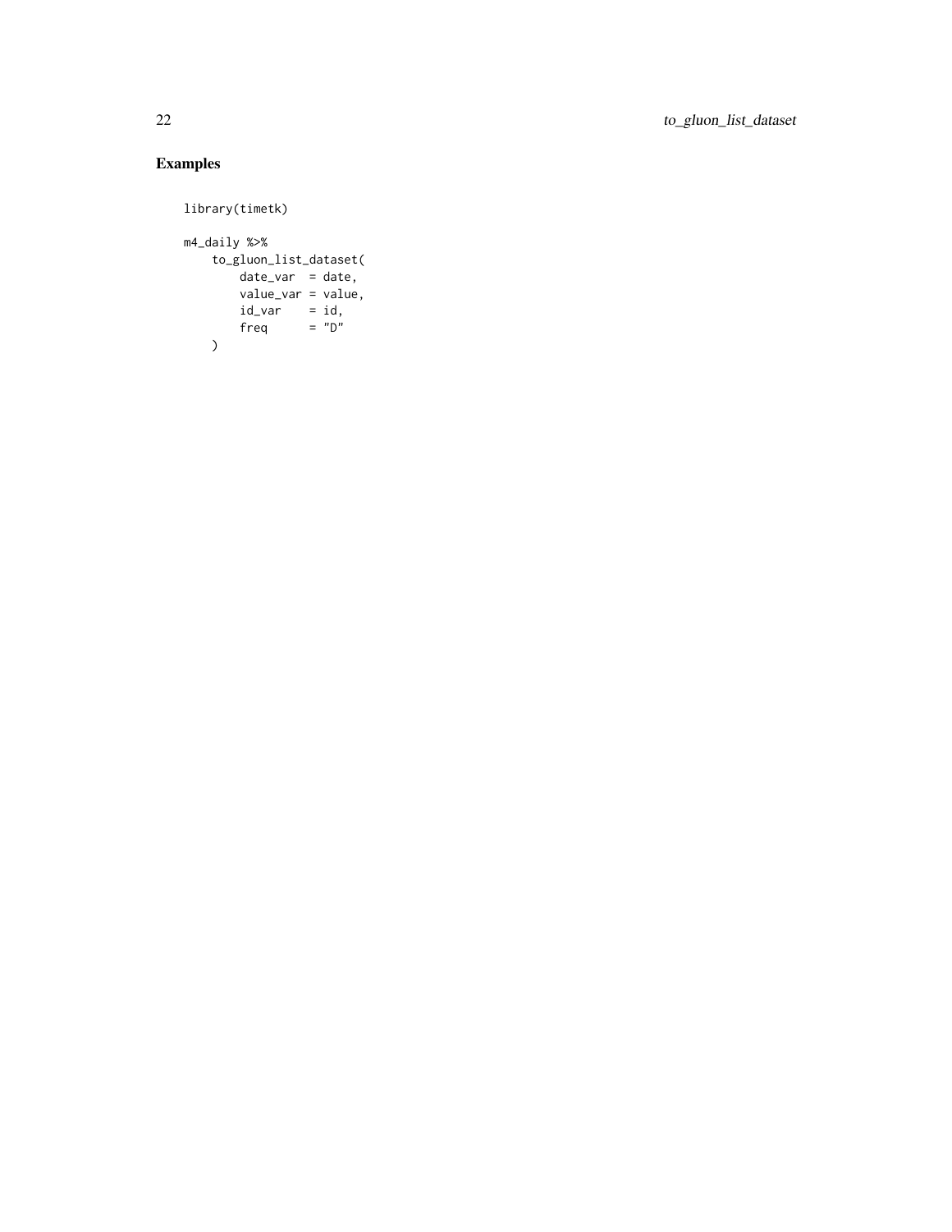## Examples

```
library(timetk)

m4_daily %>%
    to_gluon_list_dataset(
        date_var  = date,
        value_var = value,
        id_var    = id,
        freq      = "D"
    )
```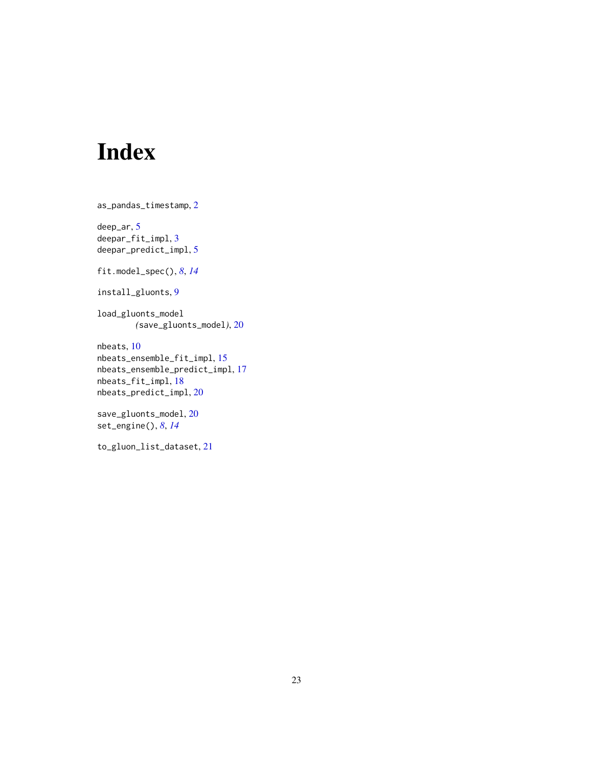# Index

as_pandas_timestamp, 2

deep_ar, 5
deepar_fit_impl, 3
deepar_predict_impl, 5

fit.model_spec(), *8*, *14*

install_gluonts, 9

load_gluonts_model
        (save_gluonts_model), 20

nbeats, 10
nbeats_ensemble_fit_impl, 15
nbeats_ensemble_predict_impl, 17
nbeats_fit_impl, 18
nbeats_predict_impl, 20

save_gluonts_model, 20
set_engine(), *8*, *14*

to_gluon_list_dataset, 21